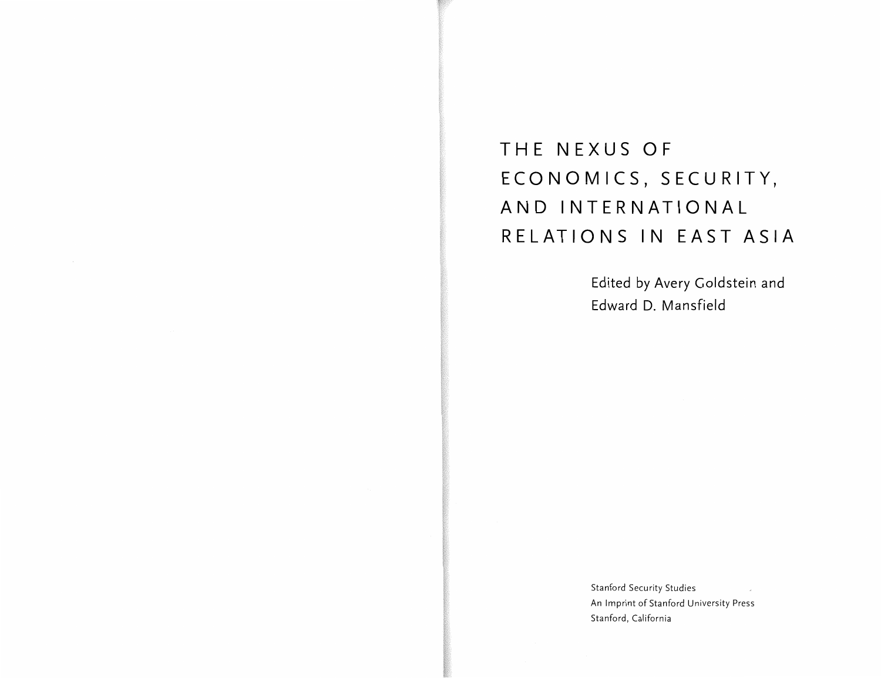# THE NEXUS OF ECONOMICS, SECURITY, AND INTERNATIONAL RELATIONS IN EAST ASIA

Edited by Avery Goldstein and Edward D. Mansfield

Stanford Security Studies
An Imprint of Stanford University Press
Stanford, California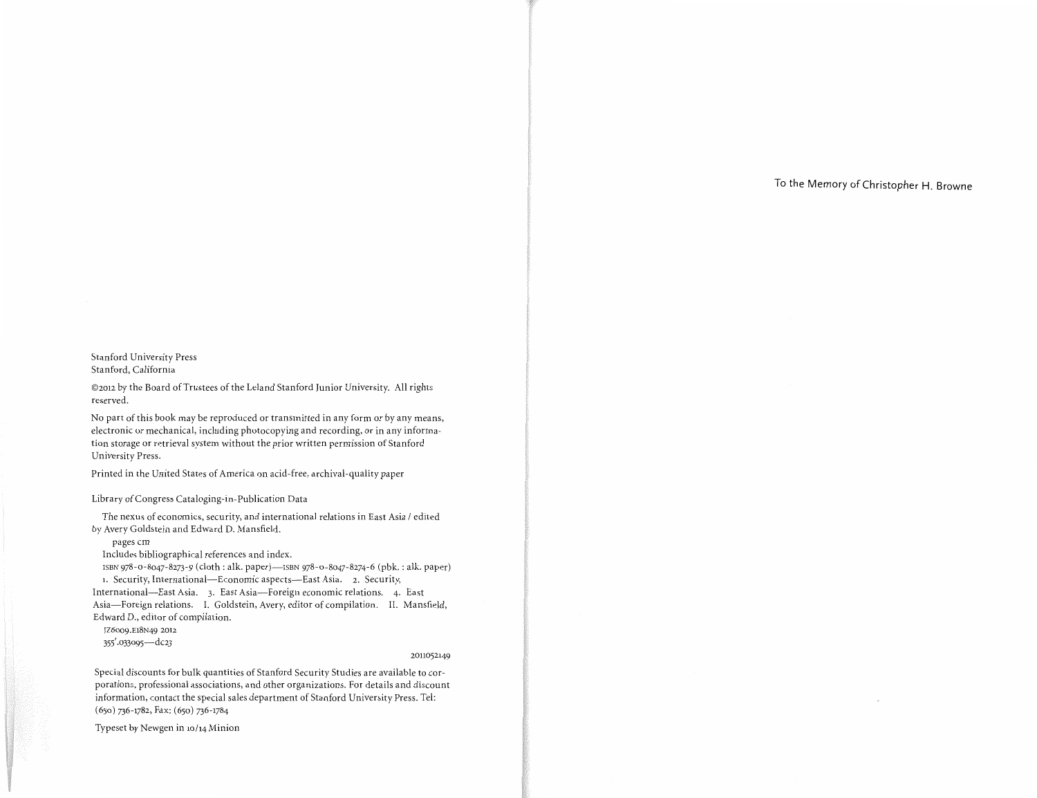Stanford University Press
Stanford, California

©2012 by the Board of Trustees of the Leland Stanford Junior University. All rights reserved.

No part of this book may be reproduced or transmitted in any form or by any means, electronic or mechanical, including photocopying and recording, or in any information storage or retrieval system without the prior written permission of Stanford University Press.

Printed in the United States of America on acid-free, archival-quality paper

Library of Congress Cataloging-in-Publication Data

The nexus of economics, security, and international relations in East Asia / edited by Avery Goldstein and Edward D. Mansfield.

pages cm

Includes bibliographical references and index.

ISBN 978-0-8047-8273-9 (cloth : alk. paper)—ISBN 978-0-8047-8274-6 (pbk. : alk. paper)

1. Security, International—Economic aspects—East Asia. 2. Security, International—East Asia. 3. East Asia—Foreign economic relations. 4. East Asia—Foreign relations. I. Goldstein, Avery, editor of compilation. II. Mansfield, Edward D., editor of compilation.

JZ6009.E18N49 2012

355'.033095—dc23

2011052149

Special discounts for bulk quantities of Stanford Security Studies are available to corporations, professional associations, and other organizations. For details and discount information, contact the special sales department of Stanford University Press. Tel: (650) 736-1782, Fax: (650) 736-1784

Typeset by Newgen in 10/14 Minion

To the Memory of Christopher H. Browne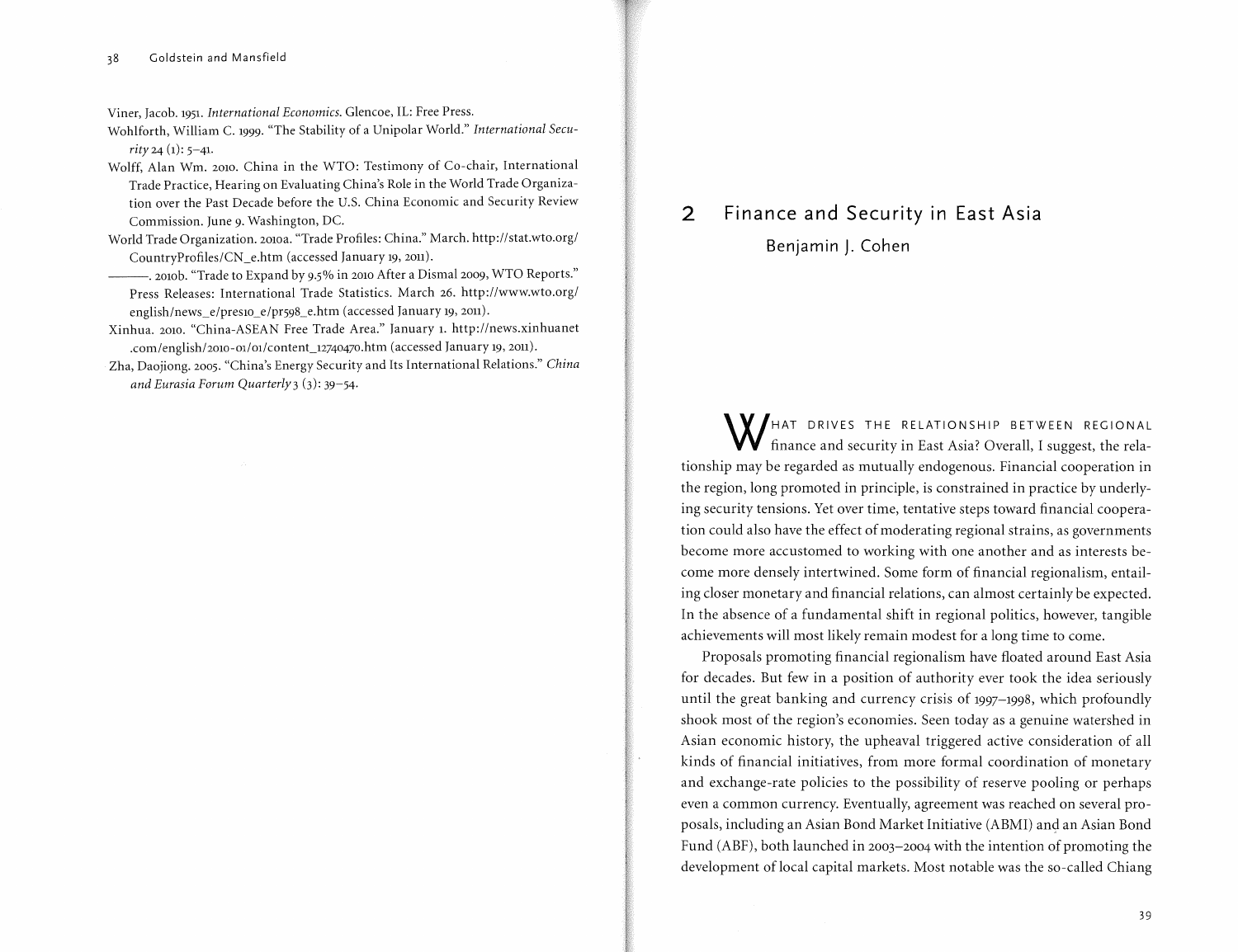Viner, Jacob. 1951. *International Economics*. Glencoe, IL: Free Press.

Wohlforth, William C. 1999. "The Stability of a Unipolar World." *International Security* 24 (1): 5–41.

Wolff, Alan Wm. 2010. China in the WTO: Testimony of Co-chair, International Trade Practice, Hearing on Evaluating China's Role in the World Trade Organization over the Past Decade before the U.S. China Economic and Security Review Commission. June 9. Washington, DC.

World Trade Organization. 2010a. "Trade Profiles: China." March. http://stat.wto.org/CountryProfiles/CN_e.htm (accessed January 19, 2011).

———. 2010b. "Trade to Expand by 9.5% in 2010 After a Dismal 2009, WTO Reports." Press Releases: International Trade Statistics. March 26. http://www.wto.org/english/news_e/pres10_e/pr598_e.htm (accessed January 19, 2011).

Xinhua. 2010. "China-ASEAN Free Trade Area." January 1. http://news.xinhuanet.com/english/2010-01/01/content_12740470.htm (accessed January 19, 2011).

Zha, Daojiong. 2005. "China's Energy Security and Its International Relations." *China and Eurasia Forum Quarterly* 3 (3): 39–54.

# 2 Finance and Security in East Asia

## Benjamin J. Cohen

WHAT DRIVES THE RELATIONSHIP BETWEEN REGIONAL finance and security in East Asia? Overall, I suggest, the relationship may be regarded as mutually endogenous. Financial cooperation in the region, long promoted in principle, is constrained in practice by underlying security tensions. Yet over time, tentative steps toward financial cooperation could also have the effect of moderating regional strains, as governments become more accustomed to working with one another and as interests become more densely intertwined. Some form of financial regionalism, entailing closer monetary and financial relations, can almost certainly be expected. In the absence of a fundamental shift in regional politics, however, tangible achievements will most likely remain modest for a long time to come.

Proposals promoting financial regionalism have floated around East Asia for decades. But few in a position of authority ever took the idea seriously until the great banking and currency crisis of 1997–1998, which profoundly shook most of the region's economies. Seen today as a genuine watershed in Asian economic history, the upheaval triggered active consideration of all kinds of financial initiatives, from more formal coordination of monetary and exchange-rate policies to the possibility of reserve pooling or perhaps even a common currency. Eventually, agreement was reached on several proposals, including an Asian Bond Market Initiative (ABMI) and an Asian Bond Fund (ABF), both launched in 2003–2004 with the intention of promoting the development of local capital markets. Most notable was the so-called Chiang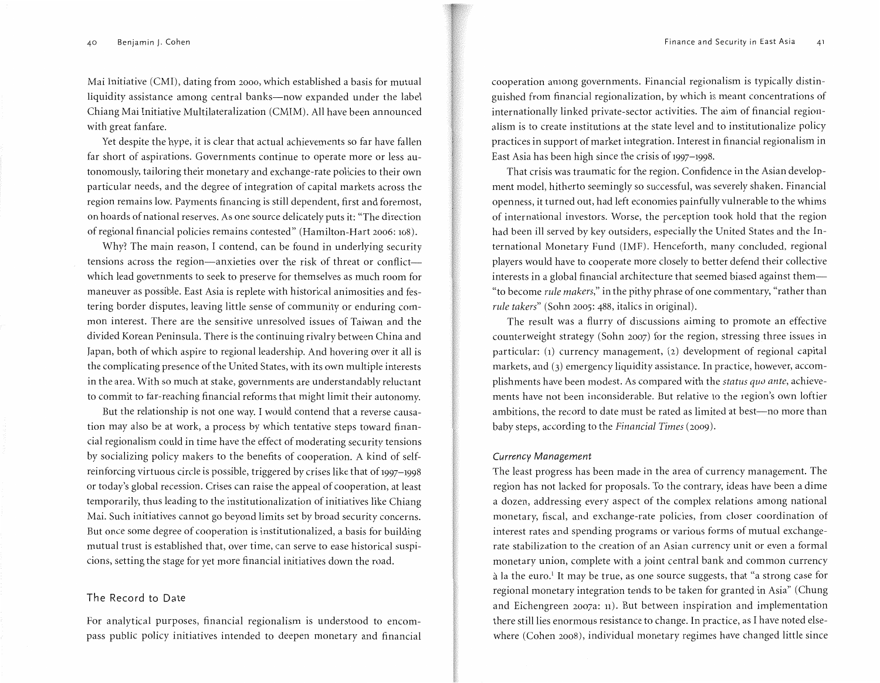Mai Initiative (CMI), dating from 2000, which established a basis for mutual liquidity assistance among central banks—now expanded under the label Chiang Mai Initiative Multilateralization (CMIM). All have been announced with great fanfare.

Yet despite the hype, it is clear that actual achievements so far have fallen far short of aspirations. Governments continue to operate more or less autonomously, tailoring their monetary and exchange-rate policies to their own particular needs, and the degree of integration of capital markets across the region remains low. Payments financing is still dependent, first and foremost, on hoards of national reserves. As one source delicately puts it: "The direction of regional financial policies remains contested" (Hamilton-Hart 2006: 108).

Why? The main reason, I contend, can be found in underlying security tensions across the region—anxieties over the risk of threat or conflict—which lead governments to seek to preserve for themselves as much room for maneuver as possible. East Asia is replete with historical animosities and festering border disputes, leaving little sense of community or enduring common interest. There are the sensitive unresolved issues of Taiwan and the divided Korean Peninsula. There is the continuing rivalry between China and Japan, both of which aspire to regional leadership. And hovering over it all is the complicating presence of the United States, with its own multiple interests in the area. With so much at stake, governments are understandably reluctant to commit to far-reaching financial reforms that might limit their autonomy.

But the relationship is not one way. I would contend that a reverse causation may also be at work, a process by which tentative steps toward financial regionalism could in time have the effect of moderating security tensions by socializing policy makers to the benefits of cooperation. A kind of self-reinforcing virtuous circle is possible, triggered by crises like that of 1997–1998 or today's global recession. Crises can raise the appeal of cooperation, at least temporarily, thus leading to the institutionalization of initiatives like Chiang Mai. Such initiatives cannot go beyond limits set by broad security concerns. But once some degree of cooperation is institutionalized, a basis for building mutual trust is established that, over time, can serve to ease historical suspicions, setting the stage for yet more financial initiatives down the road.

## The Record to Date

For analytical purposes, financial regionalism is understood to encompass public policy initiatives intended to deepen monetary and financial cooperation among governments. Financial regionalism is typically distinguished from financial regionalization, by which is meant concentrations of internationally linked private-sector activities. The aim of financial regionalism is to create institutions at the state level and to institutionalize policy practices in support of market integration. Interest in financial regionalism in East Asia has been high since the crisis of 1997–1998.

That crisis was traumatic for the region. Confidence in the Asian development model, hitherto seemingly so successful, was severely shaken. Financial openness, it turned out, had left economies painfully vulnerable to the whims of international investors. Worse, the perception took hold that the region had been ill served by key outsiders, especially the United States and the International Monetary Fund (IMF). Henceforth, many concluded, regional players would have to cooperate more closely to better defend their collective interests in a global financial architecture that seemed biased against them—"to become *rule makers*," in the pithy phrase of one commentary, "rather than *rule takers*" (Sohn 2005: 488, italics in original).

The result was a flurry of discussions aiming to promote an effective counterweight strategy (Sohn 2007) for the region, stressing three issues in particular: (1) currency management, (2) development of regional capital markets, and (3) emergency liquidity assistance. In practice, however, accomplishments have been modest. As compared with the *status quo ante*, achievements have not been inconsiderable. But relative to the region's own loftier ambitions, the record to date must be rated as limited at best—no more than baby steps, according to the *Financial Times* (2009).

### *Currency Management*

The least progress has been made in the area of currency management. The region has not lacked for proposals. To the contrary, ideas have been a dime a dozen, addressing every aspect of the complex relations among national monetary, fiscal, and exchange-rate policies, from closer coordination of interest rates and spending programs or various forms of mutual exchange-rate stabilization to the creation of an Asian currency unit or even a formal monetary union, complete with a joint central bank and common currency à la the euro.[1] It may be true, as one source suggests, that "a strong case for regional monetary integration tends to be taken for granted in Asia" (Chung and Eichengreen 2007a: 11). But between inspiration and implementation there still lies enormous resistance to change. In practice, as I have noted elsewhere (Cohen 2008), individual monetary regimes have changed little since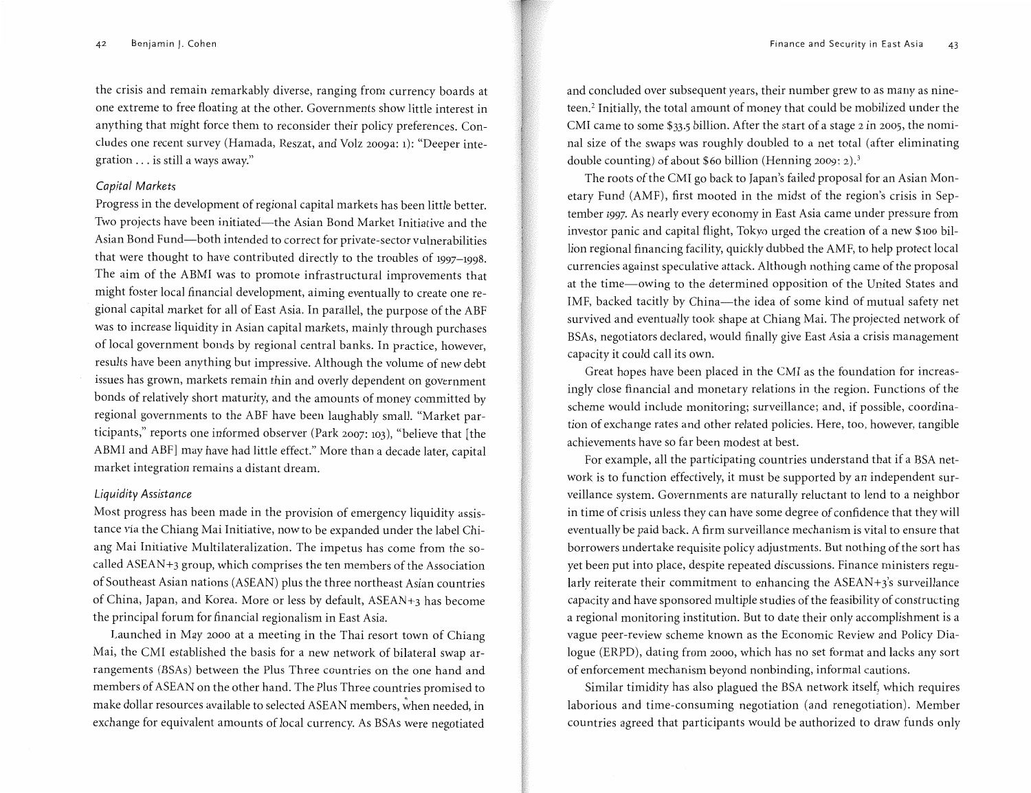the crisis and remain remarkably diverse, ranging from currency boards at one extreme to free floating at the other. Governments show little interest in anything that might force them to reconsider their policy preferences. Concludes one recent survey (Hamada, Reszat, and Volz 2009a: 1): "Deeper integration . . . is still a ways away."

### *Capital Markets*

Progress in the development of regional capital markets has been little better. Two projects have been initiated—the Asian Bond Market Initiative and the Asian Bond Fund—both intended to correct for private-sector vulnerabilities that were thought to have contributed directly to the troubles of 1997–1998. The aim of the ABMI was to promote infrastructural improvements that might foster local financial development, aiming eventually to create one regional capital market for all of East Asia. In parallel, the purpose of the ABF was to increase liquidity in Asian capital markets, mainly through purchases of local government bonds by regional central banks. In practice, however, results have been anything but impressive. Although the volume of new debt issues has grown, markets remain thin and overly dependent on government bonds of relatively short maturity, and the amounts of money committed by regional governments to the ABF have been laughably small. "Market participants," reports one informed observer (Park 2007: 103), "believe that [the ABMI and ABF] may have had little effect." More than a decade later, capital market integration remains a distant dream.

### *Liquidity Assistance*

Most progress has been made in the provision of emergency liquidity assistance via the Chiang Mai Initiative, now to be expanded under the label Chiang Mai Initiative Multilateralization. The impetus has come from the so-called ASEAN+3 group, which comprises the ten members of the Association of Southeast Asian nations (ASEAN) plus the three northeast Asian countries of China, Japan, and Korea. More or less by default, ASEAN+3 has become the principal forum for financial regionalism in East Asia.

Launched in May 2000 at a meeting in the Thai resort town of Chiang Mai, the CMI established the basis for a new network of bilateral swap arrangements (BSAs) between the Plus Three countries on the one hand and members of ASEAN on the other hand. The Plus Three countries promised to make dollar resources available to selected ASEAN members, when needed, in exchange for equivalent amounts of local currency. As BSAs were negotiated and concluded over subsequent years, their number grew to as many as nineteen.[2] Initially, the total amount of money that could be mobilized under the CMI came to some $33.5 billion. After the start of a stage 2 in 2005, the nominal size of the swaps was roughly doubled to a net total (after eliminating double counting) of about $60 billion (Henning 2009: 2).[3]

The roots of the CMI go back to Japan's failed proposal for an Asian Monetary Fund (AMF), first mooted in the midst of the region's crisis in September 1997. As nearly every economy in East Asia came under pressure from investor panic and capital flight, Tokyo urged the creation of a new $100 billion regional financing facility, quickly dubbed the AMF, to help protect local currencies against speculative attack. Although nothing came of the proposal at the time—owing to the determined opposition of the United States and IMF, backed tacitly by China—the idea of some kind of mutual safety net survived and eventually took shape at Chiang Mai. The projected network of BSAs, negotiators declared, would finally give East Asia a crisis management capacity it could call its own.

Great hopes have been placed in the CMI as the foundation for increasingly close financial and monetary relations in the region. Functions of the scheme would include monitoring; surveillance; and, if possible, coordination of exchange rates and other related policies. Here, too, however, tangible achievements have so far been modest at best.

For example, all the participating countries understand that if a BSA network is to function effectively, it must be supported by an independent surveillance system. Governments are naturally reluctant to lend to a neighbor in time of crisis unless they can have some degree of confidence that they will eventually be paid back. A firm surveillance mechanism is vital to ensure that borrowers undertake requisite policy adjustments. But nothing of the sort has yet been put into place, despite repeated discussions. Finance ministers regularly reiterate their commitment to enhancing the ASEAN+3's surveillance capacity and have sponsored multiple studies of the feasibility of constructing a regional monitoring institution. But to date their only accomplishment is a vague peer-review scheme known as the Economic Review and Policy Dialogue (ERPD), dating from 2000, which has no set format and lacks any sort of enforcement mechanism beyond nonbinding, informal cautions.

Similar timidity has also plagued the BSA network itself, which requires laborious and time-consuming negotiation (and renegotiation). Member countries agreed that participants would be authorized to draw funds only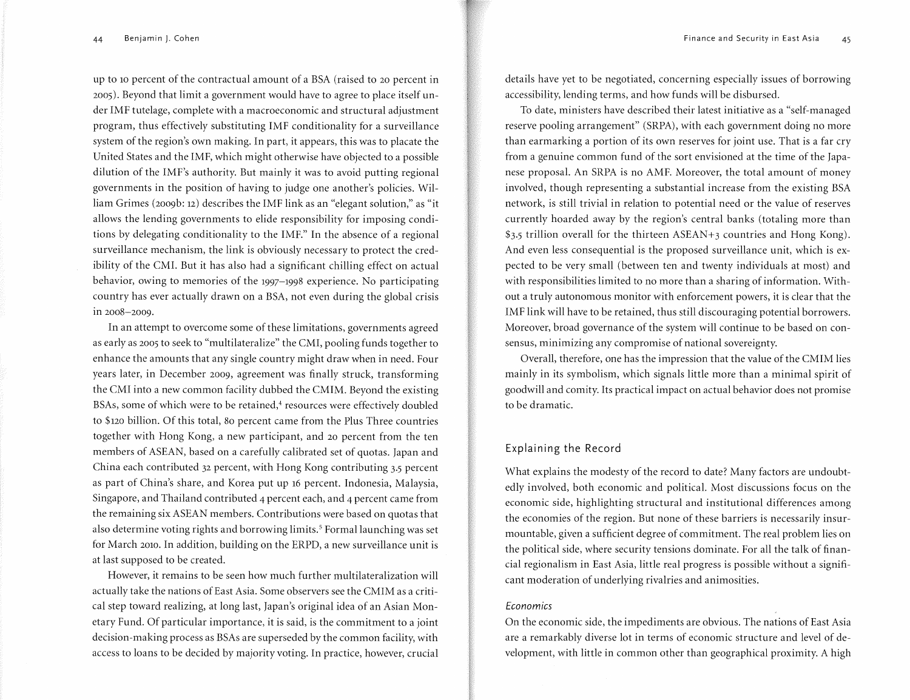up to 10 percent of the contractual amount of a BSA (raised to 20 percent in 2005). Beyond that limit a government would have to agree to place itself under IMF tutelage, complete with a macroeconomic and structural adjustment program, thus effectively substituting IMF conditionality for a surveillance system of the region's own making. In part, it appears, this was to placate the United States and the IMF, which might otherwise have objected to a possible dilution of the IMF's authority. But mainly it was to avoid putting regional governments in the position of having to judge one another's policies. William Grimes (2009b: 12) describes the IMF link as an "elegant solution," as "it allows the lending governments to elide responsibility for imposing conditions by delegating conditionality to the IMF." In the absence of a regional surveillance mechanism, the link is obviously necessary to protect the credibility of the CMI. But it has also had a significant chilling effect on actual behavior, owing to memories of the 1997–1998 experience. No participating country has ever actually drawn on a BSA, not even during the global crisis in 2008–2009.

In an attempt to overcome some of these limitations, governments agreed as early as 2005 to seek to "multilateralize" the CMI, pooling funds together to enhance the amounts that any single country might draw when in need. Four years later, in December 2009, agreement was finally struck, transforming the CMI into a new common facility dubbed the CMIM. Beyond the existing BSAs, some of which were to be retained,[4] resources were effectively doubled to $120 billion. Of this total, 80 percent came from the Plus Three countries together with Hong Kong, a new participant, and 20 percent from the ten members of ASEAN, based on a carefully calibrated set of quotas. Japan and China each contributed 32 percent, with Hong Kong contributing 3.5 percent as part of China's share, and Korea put up 16 percent. Indonesia, Malaysia, Singapore, and Thailand contributed 4 percent each, and 4 percent came from the remaining six ASEAN members. Contributions were based on quotas that also determine voting rights and borrowing limits.[5] Formal launching was set for March 2010. In addition, building on the ERPD, a new surveillance unit is at last supposed to be created.

However, it remains to be seen how much further multilateralization will actually take the nations of East Asia. Some observers see the CMIM as a critical step toward realizing, at long last, Japan's original idea of an Asian Monetary Fund. Of particular importance, it is said, is the commitment to a joint decision-making process as BSAs are superseded by the common facility, with access to loans to be decided by majority voting. In practice, however, crucial details have yet to be negotiated, concerning especially issues of borrowing accessibility, lending terms, and how funds will be disbursed.

To date, ministers have described their latest initiative as a "self-managed reserve pooling arrangement" (SRPA), with each government doing no more than earmarking a portion of its own reserves for joint use. That is a far cry from a genuine common fund of the sort envisioned at the time of the Japanese proposal. An SRPA is no AMF. Moreover, the total amount of money involved, though representing a substantial increase from the existing BSA network, is still trivial in relation to potential need or the value of reserves currently hoarded away by the region's central banks (totaling more than $3.5 trillion overall for the thirteen ASEAN+3 countries and Hong Kong). And even less consequential is the proposed surveillance unit, which is expected to be very small (between ten and twenty individuals at most) and with responsibilities limited to no more than a sharing of information. Without a truly autonomous monitor with enforcement powers, it is clear that the IMF link will have to be retained, thus still discouraging potential borrowers. Moreover, broad governance of the system will continue to be based on consensus, minimizing any compromise of national sovereignty.

Overall, therefore, one has the impression that the value of the CMIM lies mainly in its symbolism, which signals little more than a minimal spirit of goodwill and comity. Its practical impact on actual behavior does not promise to be dramatic.

## Explaining the Record

What explains the modesty of the record to date? Many factors are undoubtedly involved, both economic and political. Most discussions focus on the economic side, highlighting structural and institutional differences among the economies of the region. But none of these barriers is necessarily insurmountable, given a sufficient degree of commitment. The real problem lies on the political side, where security tensions dominate. For all the talk of financial regionalism in East Asia, little real progress is possible without a significant moderation of underlying rivalries and animosities.

### *Economics*

On the economic side, the impediments are obvious. The nations of East Asia are a remarkably diverse lot in terms of economic structure and level of development, with little in common other than geographical proximity. A high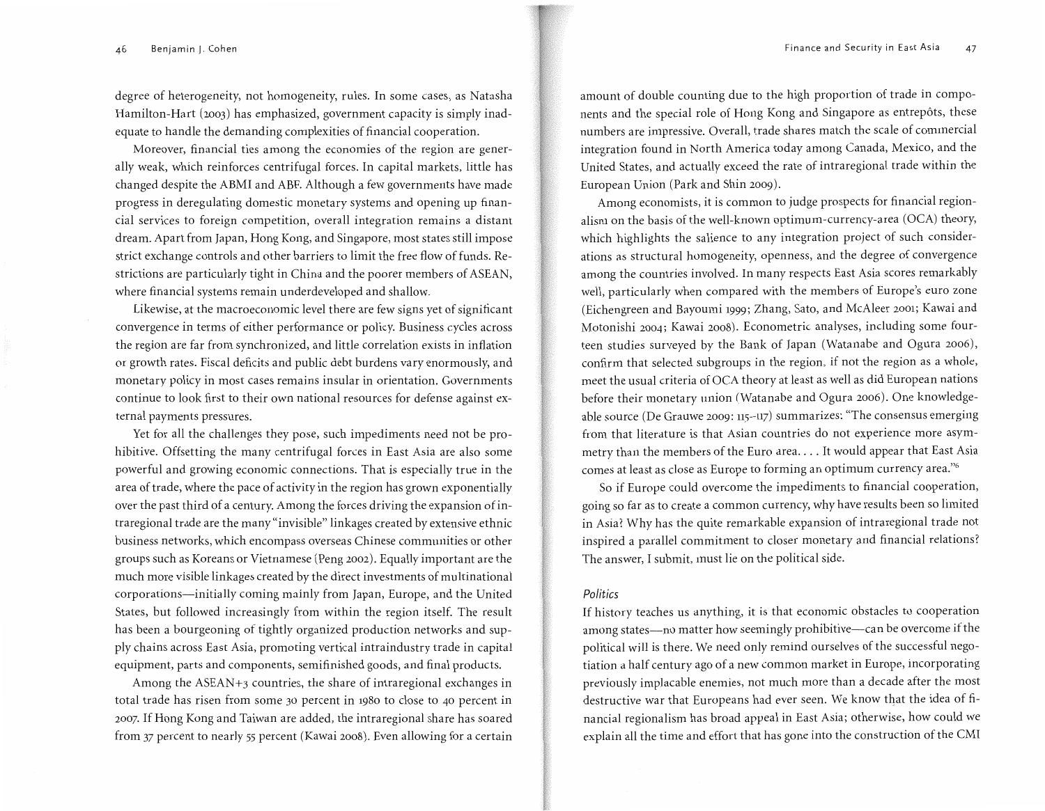degree of heterogeneity, not homogeneity, rules. In some cases, as Natasha Hamilton-Hart (2003) has emphasized, government capacity is simply inadequate to handle the demanding complexities of financial cooperation.

Moreover, financial ties among the economies of the region are generally weak, which reinforces centrifugal forces. In capital markets, little has changed despite the ABMI and ABF. Although a few governments have made progress in deregulating domestic monetary systems and opening up financial services to foreign competition, overall integration remains a distant dream. Apart from Japan, Hong Kong, and Singapore, most states still impose strict exchange controls and other barriers to limit the free flow of funds. Restrictions are particularly tight in China and the poorer members of ASEAN, where financial systems remain underdeveloped and shallow.

Likewise, at the macroeconomic level there are few signs yet of significant convergence in terms of either performance or policy. Business cycles across the region are far from synchronized, and little correlation exists in inflation or growth rates. Fiscal deficits and public debt burdens vary enormously, and monetary policy in most cases remains insular in orientation. Governments continue to look first to their own national resources for defense against external payments pressures.

Yet for all the challenges they pose, such impediments need not be prohibitive. Offsetting the many centrifugal forces in East Asia are also some powerful and growing economic connections. That is especially true in the area of trade, where the pace of activity in the region has grown exponentially over the past third of a century. Among the forces driving the expansion of intraregional trade are the many "invisible" linkages created by extensive ethnic business networks, which encompass overseas Chinese communities or other groups such as Koreans or Vietnamese (Peng 2002). Equally important are the much more visible linkages created by the direct investments of multinational corporations—initially coming mainly from Japan, Europe, and the United States, but followed increasingly from within the region itself. The result has been a bourgeoning of tightly organized production networks and supply chains across East Asia, promoting vertical intraindustry trade in capital equipment, parts and components, semifinished goods, and final products.

Among the ASEAN+3 countries, the share of intraregional exchanges in total trade has risen from some 30 percent in 1980 to close to 40 percent in 2007. If Hong Kong and Taiwan are added, the intraregional share has soared from 37 percent to nearly 55 percent (Kawai 2008). Even allowing for a certain amount of double counting due to the high proportion of trade in components and the special role of Hong Kong and Singapore as entrepôts, these numbers are impressive. Overall, trade shares match the scale of commercial integration found in North America today among Canada, Mexico, and the United States, and actually exceed the rate of intraregional trade within the European Union (Park and Shin 2009).

Among economists, it is common to judge prospects for financial regionalism on the basis of the well-known optimum-currency-area (OCA) theory, which highlights the salience to any integration project of such considerations as structural homogeneity, openness, and the degree of convergence among the countries involved. In many respects East Asia scores remarkably well, particularly when compared with the members of Europe's euro zone (Eichengreen and Bayoumi 1999; Zhang, Sato, and McAleer 2001; Kawai and Motonishi 2004; Kawai 2008). Econometric analyses, including some fourteen studies surveyed by the Bank of Japan (Watanabe and Ogura 2006), confirm that selected subgroups in the region, if not the region as a whole, meet the usual criteria of OCA theory at least as well as did European nations before their monetary union (Watanabe and Ogura 2006). One knowledgeable source (De Grauwe 2009: 115–117) summarizes: "The consensus emerging from that literature is that Asian countries do not experience more asymmetry than the members of the Euro area. . . . It would appear that East Asia comes at least as close as Europe to forming an optimum currency area."[6]

So if Europe could overcome the impediments to financial cooperation, going so far as to create a common currency, why have results been so limited in Asia? Why has the quite remarkable expansion of intraregional trade not inspired a parallel commitment to closer monetary and financial relations? The answer, I submit, must lie on the political side.

### *Politics*

If history teaches us anything, it is that economic obstacles to cooperation among states—no matter how seemingly prohibitive—can be overcome if the political will is there. We need only remind ourselves of the successful negotiation a half century ago of a new common market in Europe, incorporating previously implacable enemies, not much more than a decade after the most destructive war that Europeans had ever seen. We know that the idea of financial regionalism has broad appeal in East Asia; otherwise, how could we explain all the time and effort that has gone into the construction of the CMI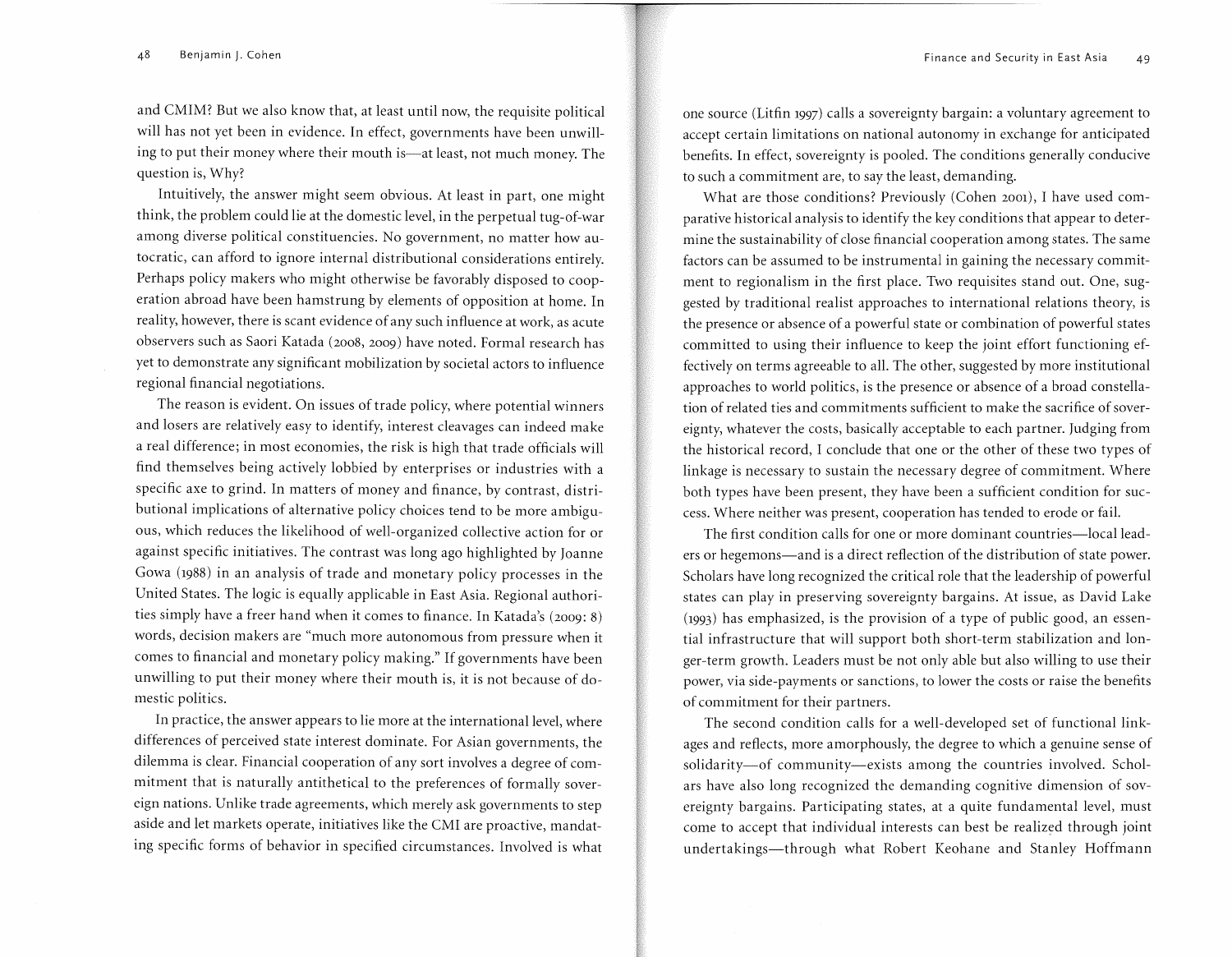and CMIM? But we also know that, at least until now, the requisite political will has not yet been in evidence. In effect, governments have been unwilling to put their money where their mouth is—at least, not much money. The question is, Why?

Intuitively, the answer might seem obvious. At least in part, one might think, the problem could lie at the domestic level, in the perpetual tug-of-war among diverse political constituencies. No government, no matter how autocratic, can afford to ignore internal distributional considerations entirely. Perhaps policy makers who might otherwise be favorably disposed to cooperation abroad have been hamstrung by elements of opposition at home. In reality, however, there is scant evidence of any such influence at work, as acute observers such as Saori Katada (2008, 2009) have noted. Formal research has yet to demonstrate any significant mobilization by societal actors to influence regional financial negotiations.

The reason is evident. On issues of trade policy, where potential winners and losers are relatively easy to identify, interest cleavages can indeed make a real difference; in most economies, the risk is high that trade officials will find themselves being actively lobbied by enterprises or industries with a specific axe to grind. In matters of money and finance, by contrast, distributional implications of alternative policy choices tend to be more ambiguous, which reduces the likelihood of well-organized collective action for or against specific initiatives. The contrast was long ago highlighted by Joanne Gowa (1988) in an analysis of trade and monetary policy processes in the United States. The logic is equally applicable in East Asia. Regional authorities simply have a freer hand when it comes to finance. In Katada's (2009: 8) words, decision makers are "much more autonomous from pressure when it comes to financial and monetary policy making." If governments have been unwilling to put their money where their mouth is, it is not because of domestic politics.

In practice, the answer appears to lie more at the international level, where differences of perceived state interest dominate. For Asian governments, the dilemma is clear. Financial cooperation of any sort involves a degree of commitment that is naturally antithetical to the preferences of formally sovereign nations. Unlike trade agreements, which merely ask governments to step aside and let markets operate, initiatives like the CMI are proactive, mandating specific forms of behavior in specified circumstances. Involved is what one source (Litfin 1997) calls a sovereignty bargain: a voluntary agreement to accept certain limitations on national autonomy in exchange for anticipated benefits. In effect, sovereignty is pooled. The conditions generally conducive to such a commitment are, to say the least, demanding.

What are those conditions? Previously (Cohen 2001), I have used comparative historical analysis to identify the key conditions that appear to determine the sustainability of close financial cooperation among states. The same factors can be assumed to be instrumental in gaining the necessary commitment to regionalism in the first place. Two requisites stand out. One, suggested by traditional realist approaches to international relations theory, is the presence or absence of a powerful state or combination of powerful states committed to using their influence to keep the joint effort functioning effectively on terms agreeable to all. The other, suggested by more institutional approaches to world politics, is the presence or absence of a broad constellation of related ties and commitments sufficient to make the sacrifice of sovereignty, whatever the costs, basically acceptable to each partner. Judging from the historical record, I conclude that one or the other of these two types of linkage is necessary to sustain the necessary degree of commitment. Where both types have been present, they have been a sufficient condition for success. Where neither was present, cooperation has tended to erode or fail.

The first condition calls for one or more dominant countries—local leaders or hegemons—and is a direct reflection of the distribution of state power. Scholars have long recognized the critical role that the leadership of powerful states can play in preserving sovereignty bargains. At issue, as David Lake (1993) has emphasized, is the provision of a type of public good, an essential infrastructure that will support both short-term stabilization and longer-term growth. Leaders must be not only able but also willing to use their power, via side-payments or sanctions, to lower the costs or raise the benefits of commitment for their partners.

The second condition calls for a well-developed set of functional linkages and reflects, more amorphously, the degree to which a genuine sense of solidarity—of community—exists among the countries involved. Scholars have also long recognized the demanding cognitive dimension of sovereignty bargains. Participating states, at a quite fundamental level, must come to accept that individual interests can best be realized through joint undertakings—through what Robert Keohane and Stanley Hoffmann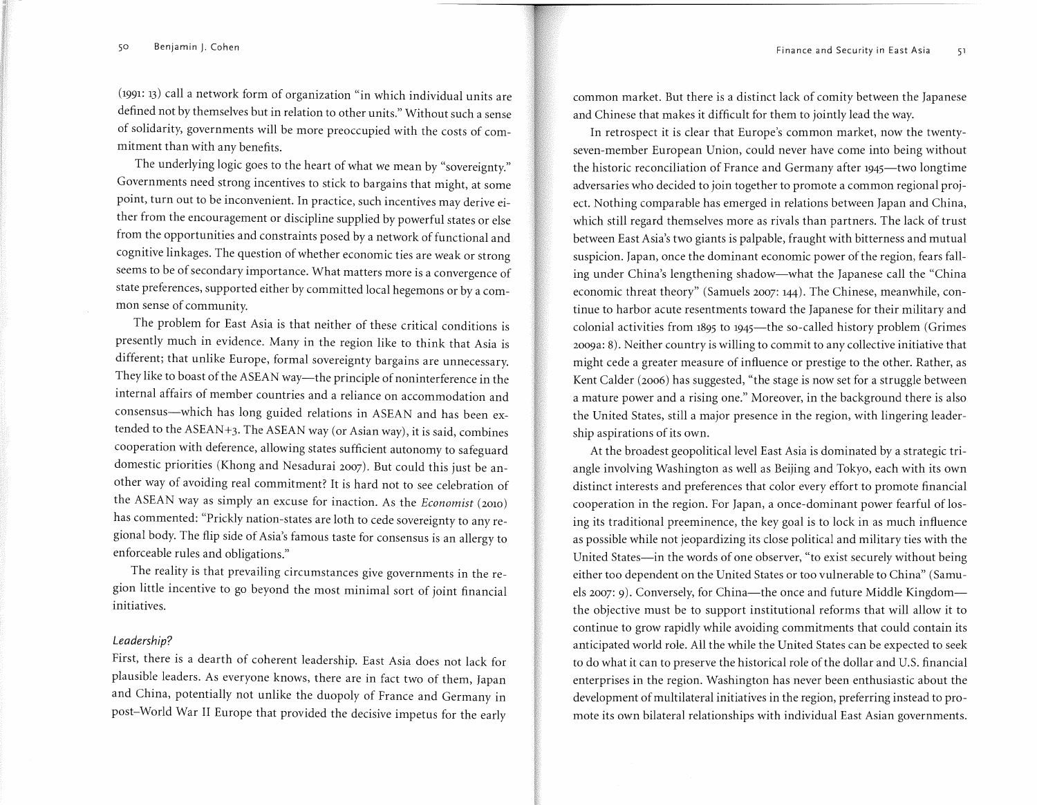(1991: 13) call a network form of organization "in which individual units are defined not by themselves but in relation to other units." Without such a sense of solidarity, governments will be more preoccupied with the costs of commitment than with any benefits.

The underlying logic goes to the heart of what we mean by "sovereignty." Governments need strong incentives to stick to bargains that might, at some point, turn out to be inconvenient. In practice, such incentives may derive either from the encouragement or discipline supplied by powerful states or else from the opportunities and constraints posed by a network of functional and cognitive linkages. The question of whether economic ties are weak or strong seems to be of secondary importance. What matters more is a convergence of state preferences, supported either by committed local hegemons or by a common sense of community.

The problem for East Asia is that neither of these critical conditions is presently much in evidence. Many in the region like to think that Asia is different; that unlike Europe, formal sovereignty bargains are unnecessary. They like to boast of the ASEAN way—the principle of noninterference in the internal affairs of member countries and a reliance on accommodation and consensus—which has long guided relations in ASEAN and has been extended to the ASEAN+3. The ASEAN way (or Asian way), it is said, combines cooperation with deference, allowing states sufficient autonomy to safeguard domestic priorities (Khong and Nesadurai 2007). But could this just be another way of avoiding real commitment? It is hard not to see celebration of the ASEAN way as simply an excuse for inaction. As the *Economist* (2010) has commented: "Prickly nation-states are loth to cede sovereignty to any regional body. The flip side of Asia's famous taste for consensus is an allergy to enforceable rules and obligations."

The reality is that prevailing circumstances give governments in the region little incentive to go beyond the most minimal sort of joint financial initiatives.

### *Leadership?*

First, there is a dearth of coherent leadership. East Asia does not lack for plausible leaders. As everyone knows, there are in fact two of them, Japan and China, potentially not unlike the duopoly of France and Germany in post–World War II Europe that provided the decisive impetus for the early common market. But there is a distinct lack of comity between the Japanese and Chinese that makes it difficult for them to jointly lead the way.

In retrospect it is clear that Europe's common market, now the twenty-seven-member European Union, could never have come into being without the historic reconciliation of France and Germany after 1945—two longtime adversaries who decided to join together to promote a common regional project. Nothing comparable has emerged in relations between Japan and China, which still regard themselves more as rivals than partners. The lack of trust between East Asia's two giants is palpable, fraught with bitterness and mutual suspicion. Japan, once the dominant economic power of the region, fears falling under China's lengthening shadow—what the Japanese call the "China economic threat theory" (Samuels 2007: 144). The Chinese, meanwhile, continue to harbor acute resentments toward the Japanese for their military and colonial activities from 1895 to 1945—the so-called history problem (Grimes 2009a: 8). Neither country is willing to commit to any collective initiative that might cede a greater measure of influence or prestige to the other. Rather, as Kent Calder (2006) has suggested, "the stage is now set for a struggle between a mature power and a rising one." Moreover, in the background there is also the United States, still a major presence in the region, with lingering leadership aspirations of its own.

At the broadest geopolitical level East Asia is dominated by a strategic triangle involving Washington as well as Beijing and Tokyo, each with its own distinct interests and preferences that color every effort to promote financial cooperation in the region. For Japan, a once-dominant power fearful of losing its traditional preeminence, the key goal is to lock in as much influence as possible while not jeopardizing its close political and military ties with the United States—in the words of one observer, "to exist securely without being either too dependent on the United States or too vulnerable to China" (Samuels 2007: 9). Conversely, for China—the once and future Middle Kingdom—the objective must be to support institutional reforms that will allow it to continue to grow rapidly while avoiding commitments that could contain its anticipated world role. All the while the United States can be expected to seek to do what it can to preserve the historical role of the dollar and U.S. financial enterprises in the region. Washington has never been enthusiastic about the development of multilateral initiatives in the region, preferring instead to promote its own bilateral relationships with individual East Asian governments.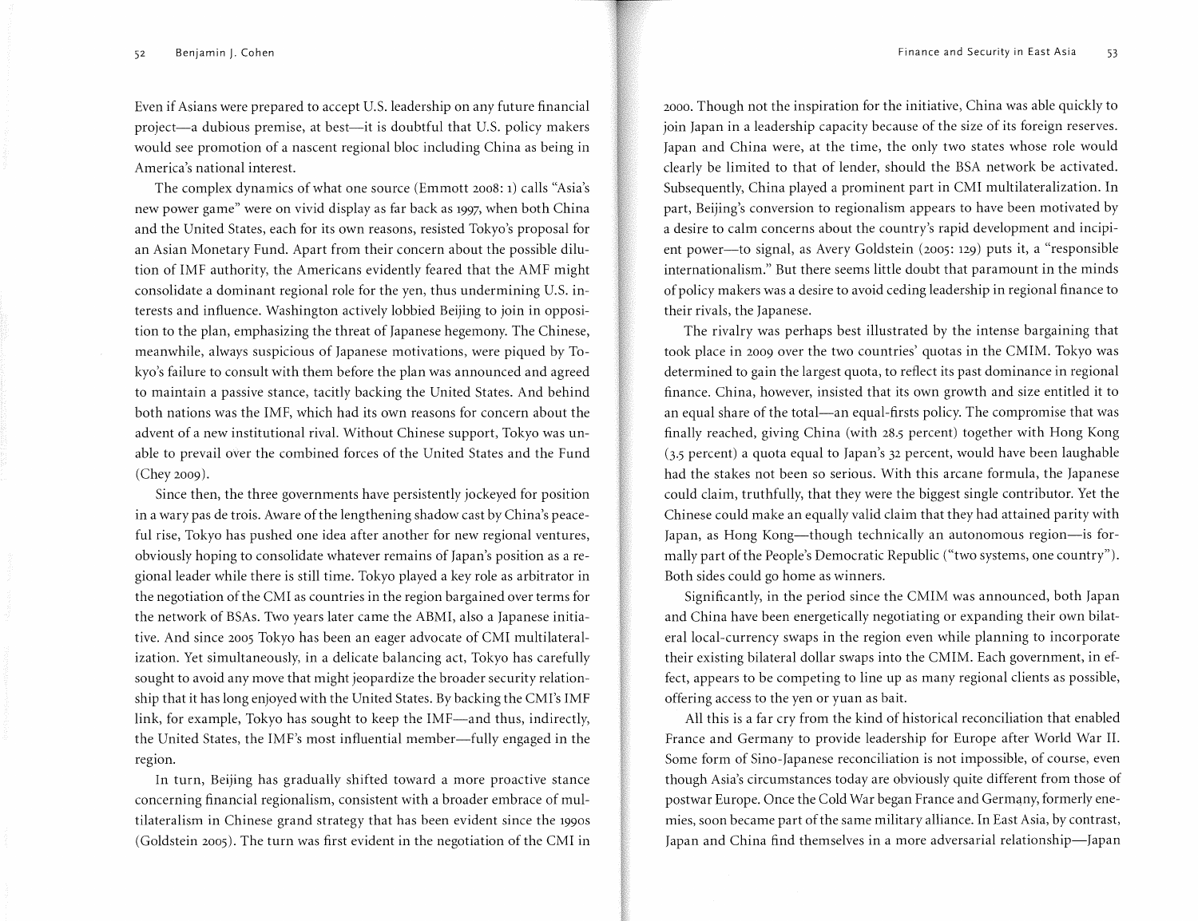Even if Asians were prepared to accept U.S. leadership on any future financial project—a dubious premise, at best—it is doubtful that U.S. policy makers would see promotion of a nascent regional bloc including China as being in America's national interest.

The complex dynamics of what one source (Emmott 2008: 1) calls "Asia's new power game" were on vivid display as far back as 1997, when both China and the United States, each for its own reasons, resisted Tokyo's proposal for an Asian Monetary Fund. Apart from their concern about the possible dilution of IMF authority, the Americans evidently feared that the AMF might consolidate a dominant regional role for the yen, thus undermining U.S. interests and influence. Washington actively lobbied Beijing to join in opposition to the plan, emphasizing the threat of Japanese hegemony. The Chinese, meanwhile, always suspicious of Japanese motivations, were piqued by Tokyo's failure to consult with them before the plan was announced and agreed to maintain a passive stance, tacitly backing the United States. And behind both nations was the IMF, which had its own reasons for concern about the advent of a new institutional rival. Without Chinese support, Tokyo was unable to prevail over the combined forces of the United States and the Fund (Chey 2009).

Since then, the three governments have persistently jockeyed for position in a wary pas de trois. Aware of the lengthening shadow cast by China's peaceful rise, Tokyo has pushed one idea after another for new regional ventures, obviously hoping to consolidate whatever remains of Japan's position as a regional leader while there is still time. Tokyo played a key role as arbitrator in the negotiation of the CMI as countries in the region bargained over terms for the network of BSAs. Two years later came the ABMI, also a Japanese initiative. And since 2005 Tokyo has been an eager advocate of CMI multilateralization. Yet simultaneously, in a delicate balancing act, Tokyo has carefully sought to avoid any move that might jeopardize the broader security relationship that it has long enjoyed with the United States. By backing the CMI's IMF link, for example, Tokyo has sought to keep the IMF—and thus, indirectly, the United States, the IMF's most influential member—fully engaged in the region.

In turn, Beijing has gradually shifted toward a more proactive stance concerning financial regionalism, consistent with a broader embrace of multilateralism in Chinese grand strategy that has been evident since the 1990s (Goldstein 2005). The turn was first evident in the negotiation of the CMI in 2000. Though not the inspiration for the initiative, China was able quickly to join Japan in a leadership capacity because of the size of its foreign reserves. Japan and China were, at the time, the only two states whose role would clearly be limited to that of lender, should the BSA network be activated. Subsequently, China played a prominent part in CMI multilateralization. In part, Beijing's conversion to regionalism appears to have been motivated by a desire to calm concerns about the country's rapid development and incipient power—to signal, as Avery Goldstein (2005: 129) puts it, a "responsible internationalism." But there seems little doubt that paramount in the minds of policy makers was a desire to avoid ceding leadership in regional finance to their rivals, the Japanese.

The rivalry was perhaps best illustrated by the intense bargaining that took place in 2009 over the two countries' quotas in the CMIM. Tokyo was determined to gain the largest quota, to reflect its past dominance in regional finance. China, however, insisted that its own growth and size entitled it to an equal share of the total—an equal-firsts policy. The compromise that was finally reached, giving China (with 28.5 percent) together with Hong Kong (3.5 percent) a quota equal to Japan's 32 percent, would have been laughable had the stakes not been so serious. With this arcane formula, the Japanese could claim, truthfully, that they were the biggest single contributor. Yet the Chinese could make an equally valid claim that they had attained parity with Japan, as Hong Kong—though technically an autonomous region—is formally part of the People's Democratic Republic ("two systems, one country"). Both sides could go home as winners.

Significantly, in the period since the CMIM was announced, both Japan and China have been energetically negotiating or expanding their own bilateral local-currency swaps in the region even while planning to incorporate their existing bilateral dollar swaps into the CMIM. Each government, in effect, appears to be competing to line up as many regional clients as possible, offering access to the yen or yuan as bait.

All this is a far cry from the kind of historical reconciliation that enabled France and Germany to provide leadership for Europe after World War II. Some form of Sino-Japanese reconciliation is not impossible, of course, even though Asia's circumstances today are obviously quite different from those of postwar Europe. Once the Cold War began France and Germany, formerly enemies, soon became part of the same military alliance. In East Asia, by contrast, Japan and China find themselves in a more adversarial relationship—Japan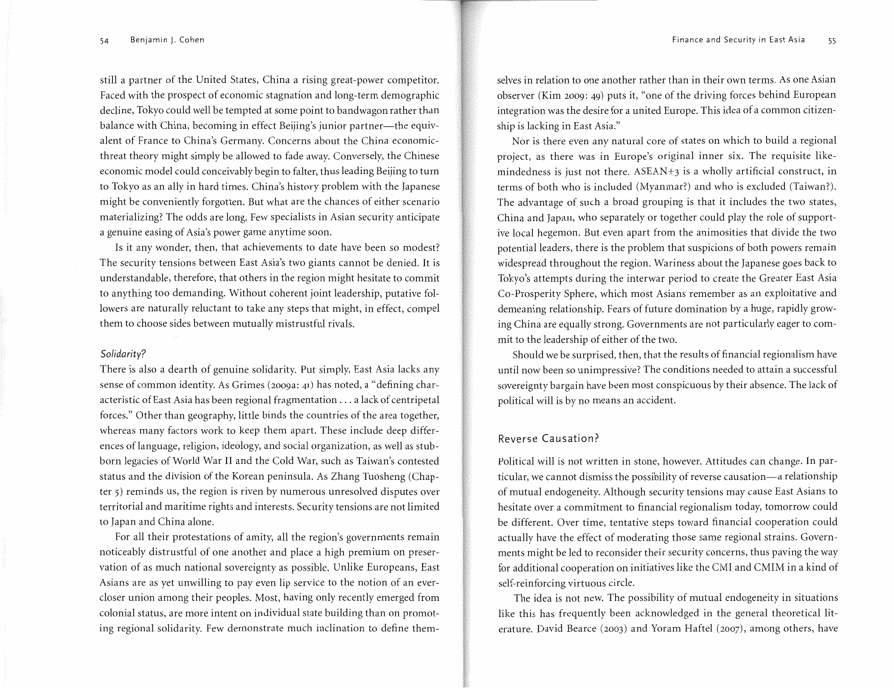still a partner of the United States, China a rising great-power competitor. Faced with the prospect of economic stagnation and long-term demographic decline, Tokyo could well be tempted at some point to bandwagon rather than balance with China, becoming in effect Beijing's junior partner—the equivalent of France to China's Germany. Concerns about the China economic-threat theory might simply be allowed to fade away. Conversely, the Chinese economic model could conceivably begin to falter, thus leading Beijing to turn to Tokyo as an ally in hard times. China's history problem with the Japanese might be conveniently forgotten. But what are the chances of either scenario materializing? The odds are long. Few specialists in Asian security anticipate a genuine easing of Asia's power game anytime soon.

Is it any wonder, then, that achievements to date have been so modest? The security tensions between East Asia's two giants cannot be denied. It is understandable, therefore, that others in the region might hesitate to commit to anything too demanding. Without coherent joint leadership, putative followers are naturally reluctant to take any steps that might, in effect, compel them to choose sides between mutually mistrustful rivals.

### *Solidarity?*

There is also a dearth of genuine solidarity. Put simply, East Asia lacks any sense of common identity. As Grimes (2009a: 41) has noted, a "defining characteristic of East Asia has been regional fragmentation . . . a lack of centripetal forces." Other than geography, little binds the countries of the area together, whereas many factors work to keep them apart. These include deep differences of language, religion, ideology, and social organization, as well as stubborn legacies of World War II and the Cold War, such as Taiwan's contested status and the division of the Korean peninsula. As Zhang Tuosheng (Chapter 5) reminds us, the region is riven by numerous unresolved disputes over territorial and maritime rights and interests. Security tensions are not limited to Japan and China alone.

For all their protestations of amity, all the region's governments remain noticeably distrustful of one another and place a high premium on preservation of as much national sovereignty as possible. Unlike Europeans, East Asians are as yet unwilling to pay even lip service to the notion of an ever-closer union among their peoples. Most, having only recently emerged from colonial status, are more intent on individual state building than on promoting regional solidarity. Few demonstrate much inclination to define themselves in relation to one another rather than in their own terms. As one Asian observer (Kim 2009: 49) puts it, "one of the driving forces behind European integration was the desire for a united Europe. This idea of a common citizenship is lacking in East Asia."

Nor is there even any natural core of states on which to build a regional project, as there was in Europe's original inner six. The requisite like-mindedness is just not there. ASEAN+3 is a wholly artificial construct, in terms of both who is included (Myanmar?) and who is excluded (Taiwan?). The advantage of such a broad grouping is that it includes the two states, China and Japan, who separately or together could play the role of supportive local hegemon. But even apart from the animosities that divide the two potential leaders, there is the problem that suspicions of both powers remain widespread throughout the region. Wariness about the Japanese goes back to Tokyo's attempts during the interwar period to create the Greater East Asia Co-Prosperity Sphere, which most Asians remember as an exploitative and demeaning relationship. Fears of future domination by a huge, rapidly growing China are equally strong. Governments are not particularly eager to commit to the leadership of either of the two.

Should we be surprised, then, that the results of financial regionalism have until now been so unimpressive? The conditions needed to attain a successful sovereignty bargain have been most conspicuous by their absence. The lack of political will is by no means an accident.

## Reverse Causation?

Political will is not written in stone, however. Attitudes can change. In particular, we cannot dismiss the possibility of reverse causation—a relationship of mutual endogeneity. Although security tensions may cause East Asians to hesitate over a commitment to financial regionalism today, tomorrow could be different. Over time, tentative steps toward financial cooperation could actually have the effect of moderating those same regional strains. Governments might be led to reconsider their security concerns, thus paving the way for additional cooperation on initiatives like the CMI and CMIM in a kind of self-reinforcing virtuous circle.

The idea is not new. The possibility of mutual endogeneity in situations like this has frequently been acknowledged in the general theoretical literature. David Bearce (2003) and Yoram Haftel (2007), among others, have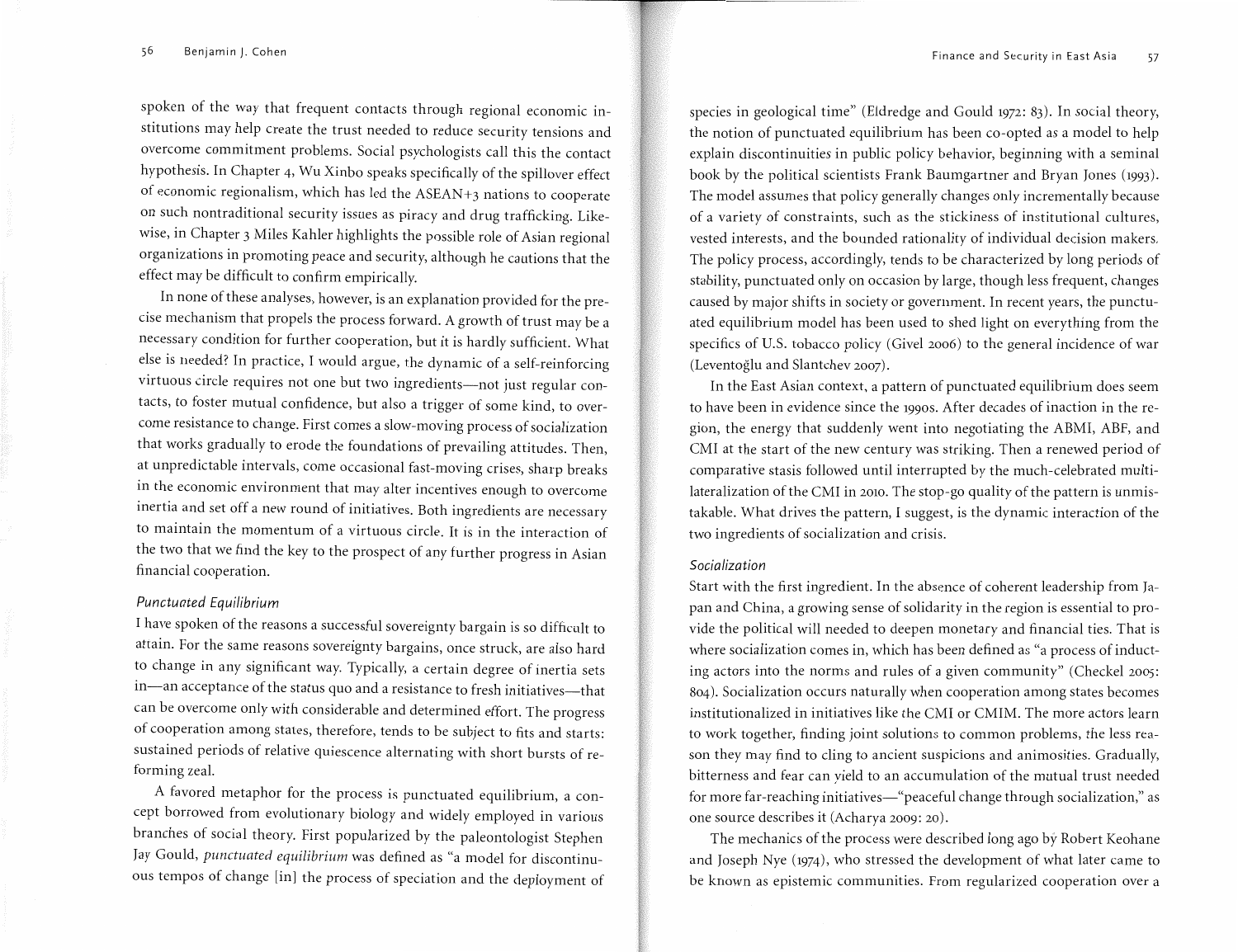spoken of the way that frequent contacts through regional economic institutions may help create the trust needed to reduce security tensions and overcome commitment problems. Social psychologists call this the contact hypothesis. In Chapter 4, Wu Xinbo speaks specifically of the spillover effect of economic regionalism, which has led the ASEAN+3 nations to cooperate on such nontraditional security issues as piracy and drug trafficking. Likewise, in Chapter 3 Miles Kahler highlights the possible role of Asian regional organizations in promoting peace and security, although he cautions that the effect may be difficult to confirm empirically.

In none of these analyses, however, is an explanation provided for the precise mechanism that propels the process forward. A growth of trust may be a necessary condition for further cooperation, but it is hardly sufficient. What else is needed? In practice, I would argue, the dynamic of a self-reinforcing virtuous circle requires not one but two ingredients—not just regular contacts, to foster mutual confidence, but also a trigger of some kind, to overcome resistance to change. First comes a slow-moving process of socialization that works gradually to erode the foundations of prevailing attitudes. Then, at unpredictable intervals, come occasional fast-moving crises, sharp breaks in the economic environment that may alter incentives enough to overcome inertia and set off a new round of initiatives. Both ingredients are necessary to maintain the momentum of a virtuous circle. It is in the interaction of the two that we find the key to the prospect of any further progress in Asian financial cooperation.

### *Punctuated Equilibrium*

I have spoken of the reasons a successful sovereignty bargain is so difficult to attain. For the same reasons sovereignty bargains, once struck, are also hard to change in any significant way. Typically, a certain degree of inertia sets in—an acceptance of the status quo and a resistance to fresh initiatives—that can be overcome only with considerable and determined effort. The progress of cooperation among states, therefore, tends to be subject to fits and starts: sustained periods of relative quiescence alternating with short bursts of reforming zeal.

A favored metaphor for the process is punctuated equilibrium, a concept borrowed from evolutionary biology and widely employed in various branches of social theory. First popularized by the paleontologist Stephen Jay Gould, *punctuated equilibrium* was defined as "a model for discontinuous tempos of change [in] the process of speciation and the deployment of species in geological time" (Eldredge and Gould 1972: 83). In social theory, the notion of punctuated equilibrium has been co-opted as a model to help explain discontinuities in public policy behavior, beginning with a seminal book by the political scientists Frank Baumgartner and Bryan Jones (1993). The model assumes that policy generally changes only incrementally because of a variety of constraints, such as the stickiness of institutional cultures, vested interests, and the bounded rationality of individual decision makers. The policy process, accordingly, tends to be characterized by long periods of stability, punctuated only on occasion by large, though less frequent, changes caused by major shifts in society or government. In recent years, the punctuated equilibrium model has been used to shed light on everything from the specifics of U.S. tobacco policy (Givel 2006) to the general incidence of war (Leventoğlu and Slantchev 2007).

In the East Asian context, a pattern of punctuated equilibrium does seem to have been in evidence since the 1990s. After decades of inaction in the region, the energy that suddenly went into negotiating the ABMI, ABF, and CMI at the start of the new century was striking. Then a renewed period of comparative stasis followed until interrupted by the much-celebrated multilateralization of the CMI in 2010. The stop-go quality of the pattern is unmistakable. What drives the pattern, I suggest, is the dynamic interaction of the two ingredients of socialization and crisis.

### *Socialization*

Start with the first ingredient. In the absence of coherent leadership from Japan and China, a growing sense of solidarity in the region is essential to provide the political will needed to deepen monetary and financial ties. That is where socialization comes in, which has been defined as "a process of inducting actors into the norms and rules of a given community" (Checkel 2005: 804). Socialization occurs naturally when cooperation among states becomes institutionalized in initiatives like the CMI or CMIM. The more actors learn to work together, finding joint solutions to common problems, the less reason they may find to cling to ancient suspicions and animosities. Gradually, bitterness and fear can yield to an accumulation of the mutual trust needed for more far-reaching initiatives—"peaceful change through socialization," as one source describes it (Acharya 2009: 20).

The mechanics of the process were described long ago by Robert Keohane and Joseph Nye (1974), who stressed the development of what later came to be known as epistemic communities. From regularized cooperation over a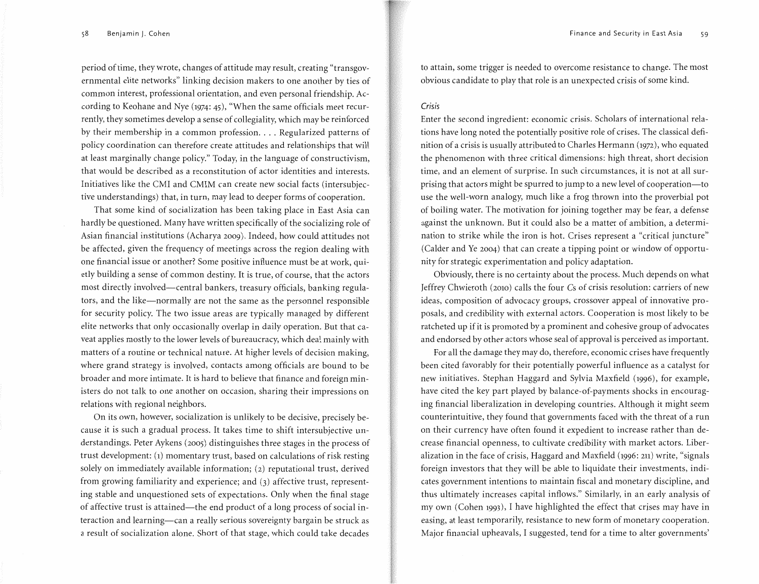period of time, they wrote, changes of attitude may result, creating "transgovernmental elite networks" linking decision makers to one another by ties of common interest, professional orientation, and even personal friendship. According to Keohane and Nye (1974: 45), "When the same officials meet recurrently, they sometimes develop a sense of collegiality, which may be reinforced by their membership in a common profession. . . . Regularized patterns of policy coordination can therefore create attitudes and relationships that will at least marginally change policy." Today, in the language of constructivism, that would be described as a reconstitution of actor identities and interests. Initiatives like the CMI and CMIM can create new social facts (intersubjective understandings) that, in turn, may lead to deeper forms of cooperation.

That some kind of socialization has been taking place in East Asia can hardly be questioned. Many have written specifically of the socializing role of Asian financial institutions (Acharya 2009). Indeed, how could attitudes not be affected, given the frequency of meetings across the region dealing with one financial issue or another? Some positive influence must be at work, quietly building a sense of common destiny. It is true, of course, that the actors most directly involved—central bankers, treasury officials, banking regulators, and the like—normally are not the same as the personnel responsible for security policy. The two issue areas are typically managed by different elite networks that only occasionally overlap in daily operation. But that caveat applies mostly to the lower levels of bureaucracy, which deal mainly with matters of a routine or technical nature. At higher levels of decision making, where grand strategy is involved, contacts among officials are bound to be broader and more intimate. It is hard to believe that finance and foreign ministers do not talk to one another on occasion, sharing their impressions on relations with regional neighbors.

On its own, however, socialization is unlikely to be decisive, precisely because it is such a gradual process. It takes time to shift intersubjective understandings. Peter Aykens (2005) distinguishes three stages in the process of trust development: (1) momentary trust, based on calculations of risk resting solely on immediately available information; (2) reputational trust, derived from growing familiarity and experience; and (3) affective trust, representing stable and unquestioned sets of expectations. Only when the final stage of affective trust is attained—the end product of a long process of social interaction and learning—can a really serious sovereignty bargain be struck as a result of socialization alone. Short of that stage, which could take decades to attain, some trigger is needed to overcome resistance to change. The most obvious candidate to play that role is an unexpected crisis of some kind.

### *Crisis*

Enter the second ingredient: economic crisis. Scholars of international relations have long noted the potentially positive role of crises. The classical definition of a crisis is usually attributed to Charles Hermann (1972), who equated the phenomenon with three critical dimensions: high threat, short decision time, and an element of surprise. In such circumstances, it is not at all surprising that actors might be spurred to jump to a new level of cooperation—to use the well-worn analogy, much like a frog thrown into the proverbial pot of boiling water. The motivation for joining together may be fear, a defense against the unknown. But it could also be a matter of ambition, a determination to strike while the iron is hot. Crises represent a "critical juncture" (Calder and Ye 2004) that can create a tipping point or window of opportunity for strategic experimentation and policy adaptation.

Obviously, there is no certainty about the process. Much depends on what Jeffrey Chwieroth (2010) calls the four *C*s of crisis resolution: carriers of new ideas, composition of advocacy groups, crossover appeal of innovative proposals, and credibility with external actors. Cooperation is most likely to be ratcheted up if it is promoted by a prominent and cohesive group of advocates and endorsed by other actors whose seal of approval is perceived as important.

For all the damage they may do, therefore, economic crises have frequently been cited favorably for their potentially powerful influence as a catalyst for new initiatives. Stephan Haggard and Sylvia Maxfield (1996), for example, have cited the key part played by balance-of-payments shocks in encouraging financial liberalization in developing countries. Although it might seem counterintuitive, they found that governments faced with the threat of a run on their currency have often found it expedient to increase rather than decrease financial openness, to cultivate credibility with market actors. Liberalization in the face of crisis, Haggard and Maxfield (1996: 211) write, "signals foreign investors that they will be able to liquidate their investments, indicates government intentions to maintain fiscal and monetary discipline, and thus ultimately increases capital inflows." Similarly, in an early analysis of my own (Cohen 1993), I have highlighted the effect that crises may have in easing, at least temporarily, resistance to new form of monetary cooperation. Major financial upheavals, I suggested, tend for a time to alter governments'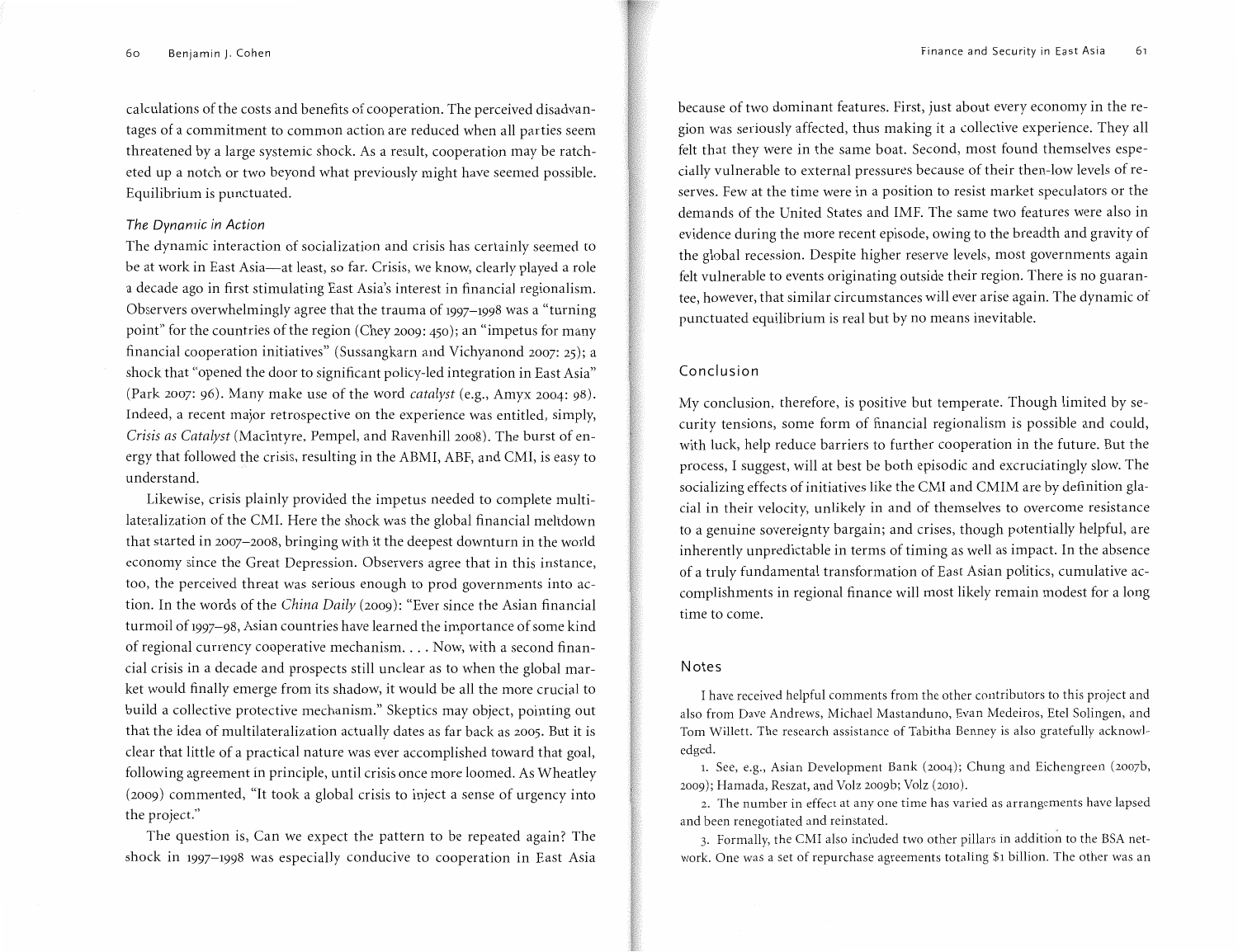calculations of the costs and benefits of cooperation. The perceived disadvantages of a commitment to common action are reduced when all parties seem threatened by a large systemic shock. As a result, cooperation may be ratcheted up a notch or two beyond what previously might have seemed possible. Equilibrium is punctuated.

### *The Dynamic in Action*

The dynamic interaction of socialization and crisis has certainly seemed to be at work in East Asia—at least, so far. Crisis, we know, clearly played a role a decade ago in first stimulating East Asia's interest in financial regionalism. Observers overwhelmingly agree that the trauma of 1997–1998 was a "turning point" for the countries of the region (Chey 2009: 450); an "impetus for many financial cooperation initiatives" (Sussangkarn and Vichyanond 2007: 25); a shock that "opened the door to significant policy-led integration in East Asia" (Park 2007: 96). Many make use of the word *catalyst* (e.g., Amyx 2004: 98). Indeed, a recent major retrospective on the experience was entitled, simply, *Crisis as Catalyst* (MacIntyre, Pempel, and Ravenhill 2008). The burst of energy that followed the crisis, resulting in the ABMI, ABF, and CMI, is easy to understand.

Likewise, crisis plainly provided the impetus needed to complete multilateralization of the CMI. Here the shock was the global financial meltdown that started in 2007–2008, bringing with it the deepest downturn in the world economy since the Great Depression. Observers agree that in this instance, too, the perceived threat was serious enough to prod governments into action. In the words of the *China Daily* (2009): "Ever since the Asian financial turmoil of 1997–98, Asian countries have learned the importance of some kind of regional currency cooperative mechanism. . . . Now, with a second financial crisis in a decade and prospects still unclear as to when the global market would finally emerge from its shadow, it would be all the more crucial to build a collective protective mechanism." Skeptics may object, pointing out that the idea of multilateralization actually dates as far back as 2005. But it is clear that little of a practical nature was ever accomplished toward that goal, following agreement in principle, until crisis once more loomed. As Wheatley (2009) commented, "It took a global crisis to inject a sense of urgency into the project."

The question is, Can we expect the pattern to be repeated again? The shock in 1997–1998 was especially conducive to cooperation in East Asia because of two dominant features. First, just about every economy in the region was seriously affected, thus making it a collective experience. They all felt that they were in the same boat. Second, most found themselves especially vulnerable to external pressures because of their then-low levels of reserves. Few at the time were in a position to resist market speculators or the demands of the United States and IMF. The same two features were also in evidence during the more recent episode, owing to the breadth and gravity of the global recession. Despite higher reserve levels, most governments again felt vulnerable to events originating outside their region. There is no guarantee, however, that similar circumstances will ever arise again. The dynamic of punctuated equilibrium is real but by no means inevitable.

## Conclusion

My conclusion, therefore, is positive but temperate. Though limited by security tensions, some form of financial regionalism is possible and could, with luck, help reduce barriers to further cooperation in the future. But the process, I suggest, will at best be both episodic and excruciatingly slow. The socializing effects of initiatives like the CMI and CMIM are by definition glacial in their velocity, unlikely in and of themselves to overcome resistance to a genuine sovereignty bargain; and crises, though potentially helpful, are inherently unpredictable in terms of timing as well as impact. In the absence of a truly fundamental transformation of East Asian politics, cumulative accomplishments in regional finance will most likely remain modest for a long time to come.

## Notes

I have received helpful comments from the other contributors to this project and also from Dave Andrews, Michael Mastanduno, Evan Medeiros, Etel Solingen, and Tom Willett. The research assistance of Tabitha Benney is also gratefully acknowledged.

1. See, e.g., Asian Development Bank (2004); Chung and Eichengreen (2007b, 2009); Hamada, Reszat, and Volz 2009b; Volz (2010).

2. The number in effect at any one time has varied as arrangements have lapsed and been renegotiated and reinstated.

3. Formally, the CMI also included two other pillars in addition to the BSA network. One was a set of repurchase agreements totaling $1 billion. The other was an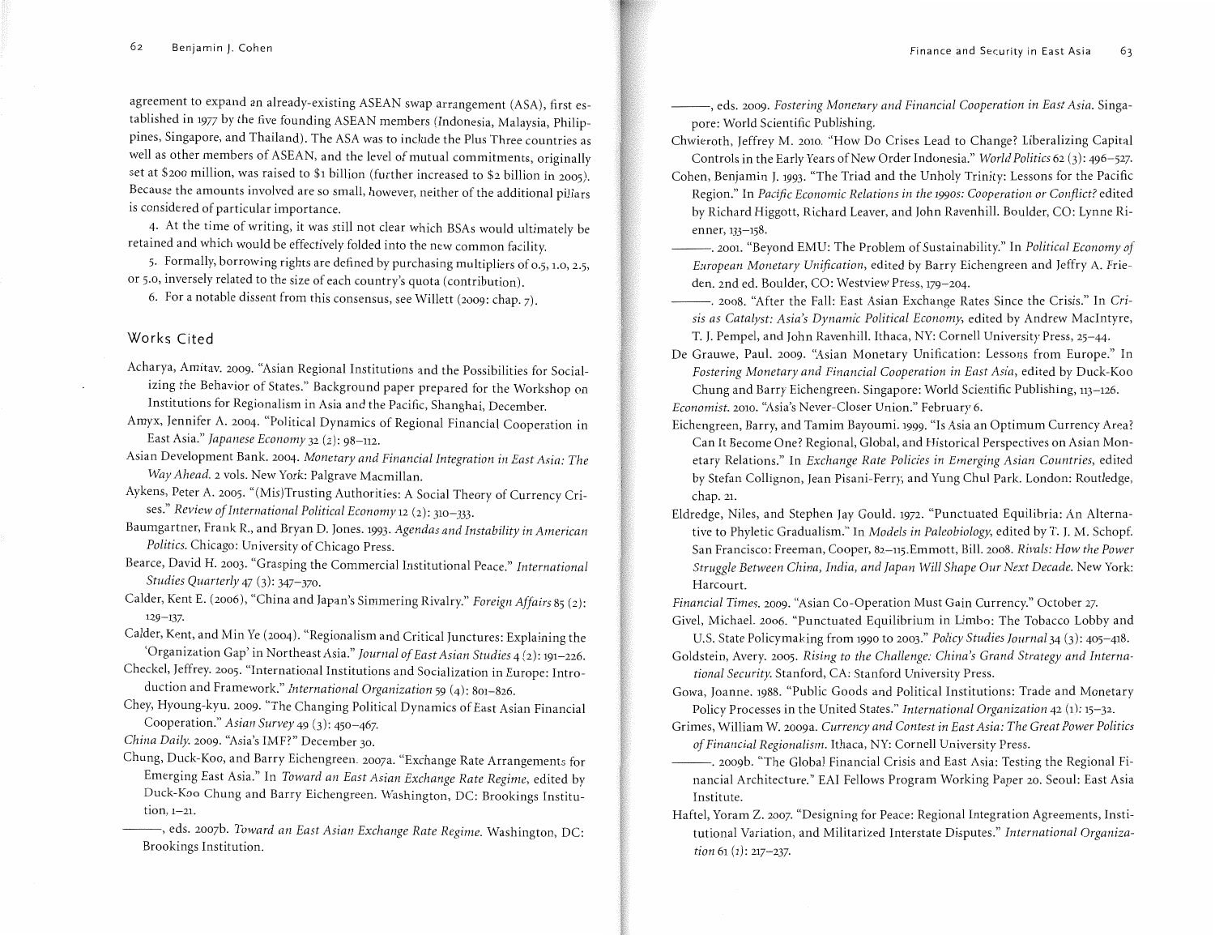agreement to expand an already-existing ASEAN swap arrangement (ASA), first established in 1977 by the five founding ASEAN members (Indonesia, Malaysia, Philippines, Singapore, and Thailand). The ASA was to include the Plus Three countries as well as other members of ASEAN, and the level of mutual commitments, originally set at $200 million, was raised to $1 billion (further increased to $2 billion in 2005). Because the amounts involved are so small, however, neither of the additional pillars is considered of particular importance.

4. At the time of writing, it was still not clear which BSAs would ultimately be retained and which would be effectively folded into the new common facility.

5. Formally, borrowing rights are defined by purchasing multipliers of 0.5, 1.0, 2.5, or 5.0, inversely related to the size of each country's quota (contribution).

6. For a notable dissent from this consensus, see Willett (2009: chap. 7).

## Works Cited

Acharya, Amitav. 2009. "Asian Regional Institutions and the Possibilities for Socializing the Behavior of States." Background paper prepared for the Workshop on Institutions for Regionalism in Asia and the Pacific, Shanghai, December.

Amyx, Jennifer A. 2004. "Political Dynamics of Regional Financial Cooperation in East Asia." *Japanese Economy* 32 (2): 98–112.

Asian Development Bank. 2004. *Monetary and Financial Integration in East Asia: The Way Ahead.* 2 vols. New York: Palgrave Macmillan.

Aykens, Peter A. 2005. "(Mis)Trusting Authorities: A Social Theory of Currency Crises." *Review of International Political Economy* 12 (2): 310–333.

Baumgartner, Frank R., and Bryan D. Jones. 1993. *Agendas and Instability in American Politics.* Chicago: University of Chicago Press.

Bearce, David H. 2003. "Grasping the Commercial Institutional Peace." *International Studies Quarterly* 47 (3): 347–370.

Calder, Kent E. (2006), "China and Japan's Simmering Rivalry." *Foreign Affairs* 85 (2): 129–137.

Calder, Kent, and Min Ye (2004). "Regionalism and Critical Junctures: Explaining the 'Organization Gap' in Northeast Asia." *Journal of East Asian Studies* 4 (2): 191–226.

Checkel, Jeffrey. 2005. "International Institutions and Socialization in Europe: Introduction and Framework." *International Organization* 59 (4): 801–826.

Chey, Hyoung-kyu. 2009. "The Changing Political Dynamics of East Asian Financial Cooperation." *Asian Survey* 49 (3): 450–467.

*China Daily.* 2009. "Asia's IMF?" December 30.

Chung, Duck-Koo, and Barry Eichengreen. 2007a. "Exchange Rate Arrangements for Emerging East Asia." In *Toward an East Asian Exchange Rate Regime*, edited by Duck-Koo Chung and Barry Eichengreen. Washington, DC: Brookings Institution, 1–21.

———, eds. 2007b. *Toward an East Asian Exchange Rate Regime.* Washington, DC: Brookings Institution.

———, eds. 2009. *Fostering Monetary and Financial Cooperation in East Asia.* Singapore: World Scientific Publishing.

Chwieroth, Jeffrey M. 2010. "How Do Crises Lead to Change? Liberalizing Capital Controls in the Early Years of New Order Indonesia." *World Politics* 62 (3): 496–527.

Cohen, Benjamin J. 1993. "The Triad and the Unholy Trinity: Lessons for the Pacific Region." In *Pacific Economic Relations in the 1990s: Cooperation or Conflict?* edited by Richard Higgott, Richard Leaver, and John Ravenhill. Boulder, CO: Lynne Rienner, 133–158.

———. 2001. "Beyond EMU: The Problem of Sustainability." In *Political Economy of European Monetary Unification*, edited by Barry Eichengreen and Jeffry A. Frieden. 2nd ed. Boulder, CO: Westview Press, 179–204.

———. 2008. "After the Fall: East Asian Exchange Rates Since the Crisis." In *Crisis as Catalyst: Asia's Dynamic Political Economy*, edited by Andrew MacIntyre, T. J. Pempel, and John Ravenhill. Ithaca, NY: Cornell University Press, 25–44.

De Grauwe, Paul. 2009. "Asian Monetary Unification: Lessons from Europe." In *Fostering Monetary and Financial Cooperation in East Asia*, edited by Duck-Koo Chung and Barry Eichengreen. Singapore: World Scientific Publishing, 113–126.

*Economist.* 2010. "Asia's Never-Closer Union." February 6.

Eichengreen, Barry, and Tamim Bayoumi. 1999. "Is Asia an Optimum Currency Area? Can It Become One? Regional, Global, and Historical Perspectives on Asian Monetary Relations." In *Exchange Rate Policies in Emerging Asian Countries*, edited by Stefan Collignon, Jean Pisani-Ferry, and Yung Chul Park. London: Routledge, chap. 21.

Eldredge, Niles, and Stephen Jay Gould. 1972. "Punctuated Equilibria: An Alternative to Phyletic Gradualism." In *Models in Paleobiology*, edited by T. J. M. Schopf. San Francisco: Freeman, Cooper, 82–115.Emmott, Bill. 2008. *Rivals: How the Power Struggle Between China, India, and Japan Will Shape Our Next Decade.* New York: Harcourt.

*Financial Times.* 2009. "Asian Co-Operation Must Gain Currency." October 27.

Givel, Michael. 2006. "Punctuated Equilibrium in Limbo: The Tobacco Lobby and U.S. State Policymaking from 1990 to 2003." *Policy Studies Journal* 34 (3): 405–418.

Goldstein, Avery. 2005. *Rising to the Challenge: China's Grand Strategy and International Security.* Stanford, CA: Stanford University Press.

Gowa, Joanne. 1988. "Public Goods and Political Institutions: Trade and Monetary Policy Processes in the United States." *International Organization* 42 (1): 15–32.

Grimes, William W. 2009a. *Currency and Contest in East Asia: The Great Power Politics of Financial Regionalism.* Ithaca, NY: Cornell University Press.

———. 2009b. "The Global Financial Crisis and East Asia: Testing the Regional Financial Architecture." EAI Fellows Program Working Paper 20. Seoul: East Asia Institute.

Haftel, Yoram Z. 2007. "Designing for Peace: Regional Integration Agreements, Institutional Variation, and Militarized Interstate Disputes." *International Organization* 61 (1): 217–237.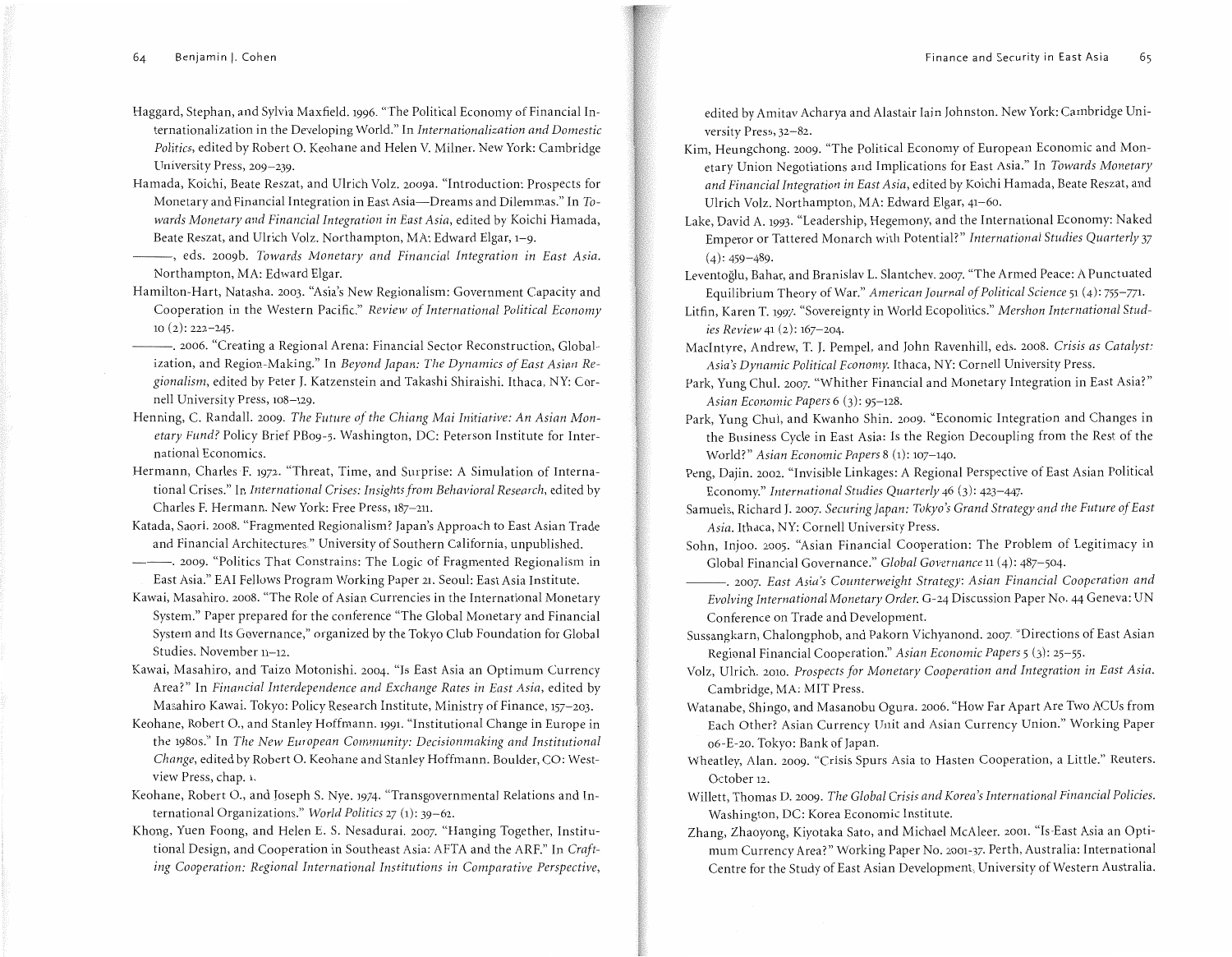Haggard, Stephan, and Sylvia Maxfield. 1996. "The Political Economy of Financial Internationalization in the Developing World." In *Internationalization and Domestic Politics*, edited by Robert O. Keohane and Helen V. Milner. New York: Cambridge University Press, 209–239.

Hamada, Koichi, Beate Reszat, and Ulrich Volz. 2009a. "Introduction: Prospects for Monetary and Financial Integration in East Asia—Dreams and Dilemmas." In *Towards Monetary and Financial Integration in East Asia*, edited by Koichi Hamada, Beate Reszat, and Ulrich Volz. Northampton, MA: Edward Elgar, 1–9.

———, eds. 2009b. *Towards Monetary and Financial Integration in East Asia*. Northampton, MA: Edward Elgar.

Hamilton-Hart, Natasha. 2003. "Asia's New Regionalism: Government Capacity and Cooperation in the Western Pacific." *Review of International Political Economy* 10 (2): 222–245.

———. 2006. "Creating a Regional Arena: Financial Sector Reconstruction, Globalization, and Region-Making." In *Beyond Japan: The Dynamics of East Asian Regionalism*, edited by Peter J. Katzenstein and Takashi Shiraishi. Ithaca, NY: Cornell University Press, 108–129.

Henning, C. Randall. 2009. *The Future of the Chiang Mai Initiative: An Asian Monetary Fund?* Policy Brief PB09-5. Washington, DC: Peterson Institute for International Economics.

Hermann, Charles F. 1972. "Threat, Time, and Surprise: A Simulation of International Crises." In *International Crises: Insights from Behavioral Research*, edited by Charles F. Hermann. New York: Free Press, 187–211.

Katada, Saori. 2008. "Fragmented Regionalism? Japan's Approach to East Asian Trade and Financial Architectures." University of Southern California, unpublished.

———. 2009. "Politics That Constrains: The Logic of Fragmented Regionalism in East Asia." EAI Fellows Program Working Paper 21. Seoul: East Asia Institute.

Kawai, Masahiro. 2008. "The Role of Asian Currencies in the International Monetary System." Paper prepared for the conference "The Global Monetary and Financial System and Its Governance," organized by the Tokyo Club Foundation for Global Studies. November 11–12.

Kawai, Masahiro, and Taizo Motonishi. 2004. "Is East Asia an Optimum Currency Area?" In *Financial Interdependence and Exchange Rates in East Asia*, edited by Masahiro Kawai. Tokyo: Policy Research Institute, Ministry of Finance, 157–203.

Keohane, Robert O., and Stanley Hoffmann. 1991. "Institutional Change in Europe in the 1980s." In *The New European Community: Decisionmaking and Institutional Change*, edited by Robert O. Keohane and Stanley Hoffmann. Boulder, CO: Westview Press, chap. 1.

Keohane, Robert O., and Joseph S. Nye. 1974. "Transgovernmental Relations and International Organizations." *World Politics* 27 (1): 39–62.

Khong, Yuen Foong, and Helen E. S. Nesadurai. 2007. "Hanging Together, Institutional Design, and Cooperation in Southeast Asia: AFTA and the ARF." In *Crafting Cooperation: Regional International Institutions in Comparative Perspective*, edited by Amitav Acharya and Alastair Iain Johnston. New York: Cambridge University Press, 32–82.

Kim, Heungchong. 2009. "The Political Economy of European Economic and Monetary Union Negotiations and Implications for East Asia." In *Towards Monetary and Financial Integration in East Asia*, edited by Koichi Hamada, Beate Reszat, and Ulrich Volz. Northampton, MA: Edward Elgar, 41–60.

Lake, David A. 1993. "Leadership, Hegemony, and the International Economy: Naked Emperor or Tattered Monarch with Potential?" *International Studies Quarterly* 37 (4): 459–489.

Leventoğlu, Bahar, and Branislav L. Slantchev. 2007. "The Armed Peace: A Punctuated Equilibrium Theory of War." *American Journal of Political Science* 51 (4): 755–771.

Litfin, Karen T. 1997. "Sovereignty in World Ecopolitics." *Mershon International Studies Review* 41 (2): 167–204.

MacIntyre, Andrew, T. J. Pempel, and John Ravenhill, eds. 2008. *Crisis as Catalyst: Asia's Dynamic Political Economy*. Ithaca, NY: Cornell University Press.

Park, Yung Chul. 2007. "Whither Financial and Monetary Integration in East Asia?" *Asian Economic Papers* 6 (3): 95–128.

Park, Yung Chul, and Kwanho Shin. 2009. "Economic Integration and Changes in the Business Cycle in East Asia: Is the Region Decoupling from the Rest of the World?" *Asian Economic Papers* 8 (1): 107–140.

Peng, Dajin. 2002. "Invisible Linkages: A Regional Perspective of East Asian Political Economy." *International Studies Quarterly* 46 (3): 423–447.

Samuels, Richard J. 2007. *Securing Japan: Tokyo's Grand Strategy and the Future of East Asia*. Ithaca, NY: Cornell University Press.

Sohn, Injoo. 2005. "Asian Financial Cooperation: The Problem of Legitimacy in Global Financial Governance." *Global Governance* 11 (4): 487–504.

———. 2007. *East Asia's Counterweight Strategy: Asian Financial Cooperation and Evolving International Monetary Order*. G-24 Discussion Paper No. 44 Geneva: UN Conference on Trade and Development.

Sussangkarn, Chalongphob, and Pakorn Vichyanond. 2007. "Directions of East Asian Regional Financial Cooperation." *Asian Economic Papers* 5 (3): 25–55.

Volz, Ulrich. 2010. *Prospects for Monetary Cooperation and Integration in East Asia*. Cambridge, MA: MIT Press.

Watanabe, Shingo, and Masanobu Ogura. 2006. "How Far Apart Are Two ACUs from Each Other? Asian Currency Unit and Asian Currency Union." Working Paper 06-E-20. Tokyo: Bank of Japan.

Wheatley, Alan. 2009. "Crisis Spurs Asia to Hasten Cooperation, a Little." Reuters. October 12.

Willett, Thomas D. 2009. *The Global Crisis and Korea's International Financial Policies*. Washington, DC: Korea Economic Institute.

Zhang, Zhaoyong, Kiyotaka Sato, and Michael McAleer. 2001. "Is East Asia an Optimum Currency Area?" Working Paper No. 2001-37. Perth, Australia: International Centre for the Study of East Asian Development, University of Western Australia.